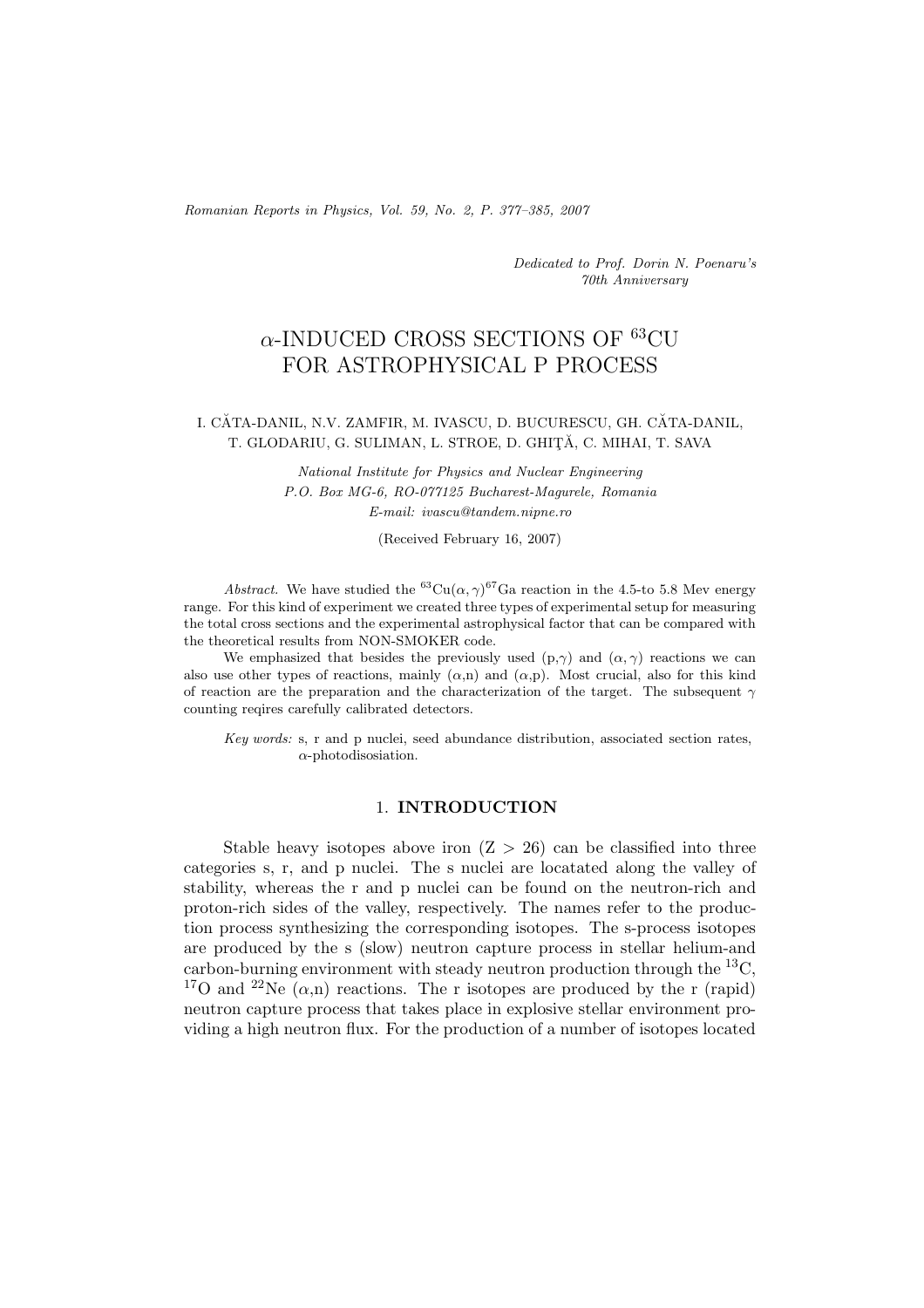*Dedicated to Prof. Dorin N. Poenaru's 70th Anniversary*

# $\alpha$-INDUCED CROSS SECTIONS OF $^{63}$CU FOR ASTROPHYSICAL P PROCESS

I. CĂTA-DANIL, N.V. ZAMFIR, M. IVASCU, D. BUCURESCU, GH. CĂTA-DANIL, T. GLODARIU, G. SULIMAN, L. STROE, D. GHIŢĂ, C. MIHAI, T. SAVA

*National Institute for Physics and Nuclear Engineering*
*P.O. Box MG-6, RO-077125 Bucharest-Magurele, Romania*
*E-mail: ivascu@tandem.nipne.ro*

(Received February 16, 2007)

*Abstract.* We have studied the $^{63}$Cu$(\alpha,\gamma)^{67}$Ga reaction in the 4.5-to 5.8 Mev energy range. For this kind of experiment we created three types of experimental setup for measuring the total cross sections and the experimental astrophysical factor that can be compared with the theoretical results from NON-SMOKER code.

We emphasized that besides the previously used (p,$\gamma$) and $(\alpha,\gamma)$ reactions we can also use other types of reactions, mainly ($\alpha$,n) and ($\alpha$,p). Most crucial, also for this kind of reaction are the preparation and the characterization of the target. The subsequent $\gamma$ counting reqires carefully calibrated detectors.

*Key words:* s, r and p nuclei, seed abundance distribution, associated section rates, $\alpha$-photodisosiation.

## 1. INTRODUCTION

Stable heavy isotopes above iron ($Z > 26$) can be classified into three categories s, r, and p nuclei. The s nuclei are locatated along the valley of stability, whereas the r and p nuclei can be found on the neutron-rich and proton-rich sides of the valley, respectively. The names refer to the production process synthesizing the corresponding isotopes. The s-process isotopes are produced by the s (slow) neutron capture process in stellar helium-and carbon-burning environment with steady neutron production through the $^{13}$C, $^{17}$O and $^{22}$Ne ($\alpha$,n) reactions. The r isotopes are produced by the r (rapid) neutron capture process that takes place in explosive stellar environment providing a high neutron flux. For the production of a number of isotopes located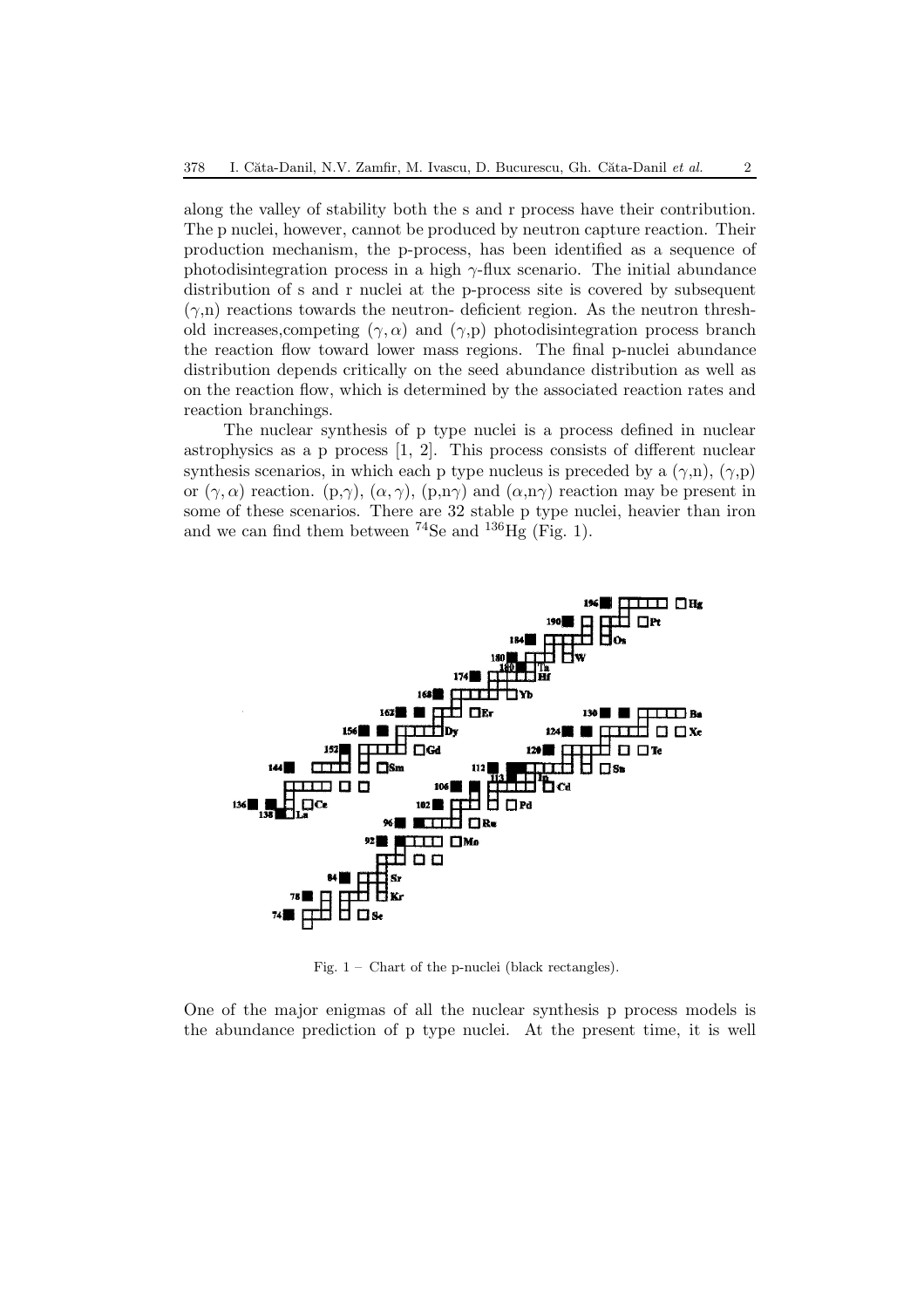along the valley of stability both the s and r process have their contribution. The p nuclei, however, cannot be produced by neutron capture reaction. Their production mechanism, the p-process, has been identified as a sequence of photodisintegration process in a high $\gamma$-flux scenario. The initial abundance distribution of s and r nuclei at the p-process site is covered by subsequent ($\gamma$,n) reactions towards the neutron- deficient region. As the neutron threshold increases,competing ($\gamma,\alpha$) and ($\gamma$,p) photodisintegration process branch the reaction flow toward lower mass regions. The final p-nuclei abundance distribution depends critically on the seed abundance distribution as well as on the reaction flow, which is determined by the associated reaction rates and reaction branchings.

The nuclear synthesis of p type nuclei is a process defined in nuclear astrophysics as a p process [1, 2]. This process consists of different nuclear synthesis scenarios, in which each p type nucleus is preceded by a ($\gamma$,n), ($\gamma$,p) or ($\gamma,\alpha$) reaction. (p,$\gamma$), ($\alpha,\gamma$), (p,n$\gamma$) and ($\alpha$,n$\gamma$) reaction may be present in some of these scenarios. There are 32 stable p type nuclei, heavier than iron and we can find them between $^{74}$Se and $^{136}$Hg (Fig. 1).

Fig. 1 – Chart of the p-nuclei (black rectangles).

One of the major enigmas of all the nuclear synthesis p process models is the abundance prediction of p type nuclei. At the present time, it is well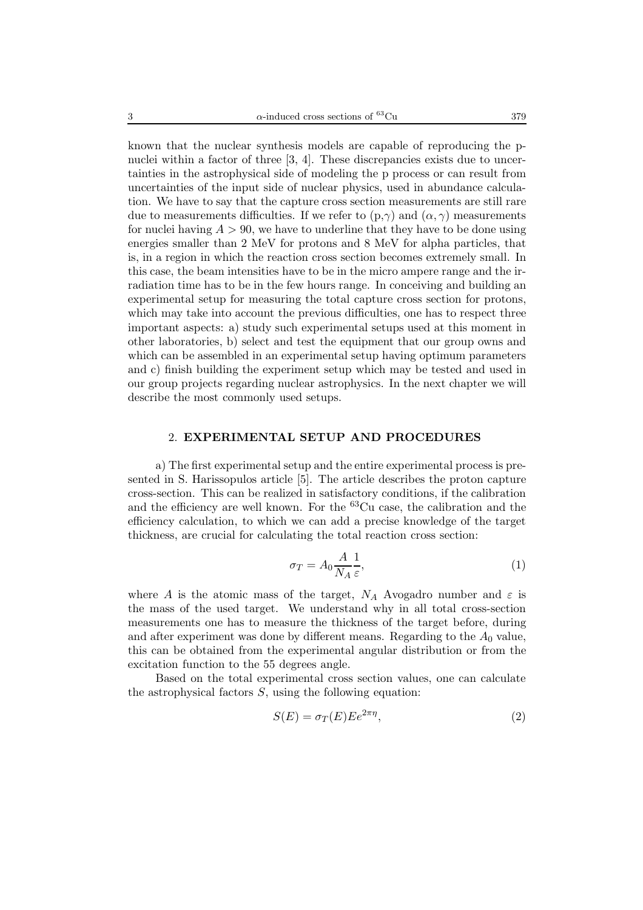known that the nuclear synthesis models are capable of reproducing the p-nuclei within a factor of three [3, 4]. These discrepancies exists due to uncertainties in the astrophysical side of modeling the p process or can result from uncertainties of the input side of nuclear physics, used in abundance calculation. We have to say that the capture cross section measurements are still rare due to measurements difficulties. If we refer to (p,$\gamma$) and ($\alpha,\gamma$) measurements for nuclei having $A > 90$, we have to underline that they have to be done using energies smaller than 2 MeV for protons and 8 MeV for alpha particles, that is, in a region in which the reaction cross section becomes extremely small. In this case, the beam intensities have to be in the micro ampere range and the irradiation time has to be in the few hours range. In conceiving and building an experimental setup for measuring the total capture cross section for protons, which may take into account the previous difficulties, one has to respect three important aspects: a) study such experimental setups used at this moment in other laboratories, b) select and test the equipment that our group owns and which can be assembled in an experimental setup having optimum parameters and c) finish building the experiment setup which may be tested and used in our group projects regarding nuclear astrophysics. In the next chapter we will describe the most commonly used setups.

## 2. EXPERIMENTAL SETUP AND PROCEDURES

a) The first experimental setup and the entire experimental process is presented in S. Harissopulos article [5]. The article describes the proton capture cross-section. This can be realized in satisfactory conditions, if the calibration and the efficiency are well known. For the $^{63}$Cu case, the calibration and the efficiency calculation, to which we can add a precise knowledge of the target thickness, are crucial for calculating the total reaction cross section:

$$\sigma_T = A_0 \frac{A}{N_A} \frac{1}{\varepsilon}, \tag{1}$$

where $A$ is the atomic mass of the target, $N_A$ Avogadro number and $\varepsilon$ is the mass of the used target. We understand why in all total cross-section measurements one has to measure the thickness of the target before, during and after experiment was done by different means. Regarding to the $A_0$ value, this can be obtained from the experimental angular distribution or from the excitation function to the 55 degrees angle.

Based on the total experimental cross section values, one can calculate the astrophysical factors $S$, using the following equation:

$$S(E) = \sigma_T(E) E e^{2\pi\eta}, \tag{2}$$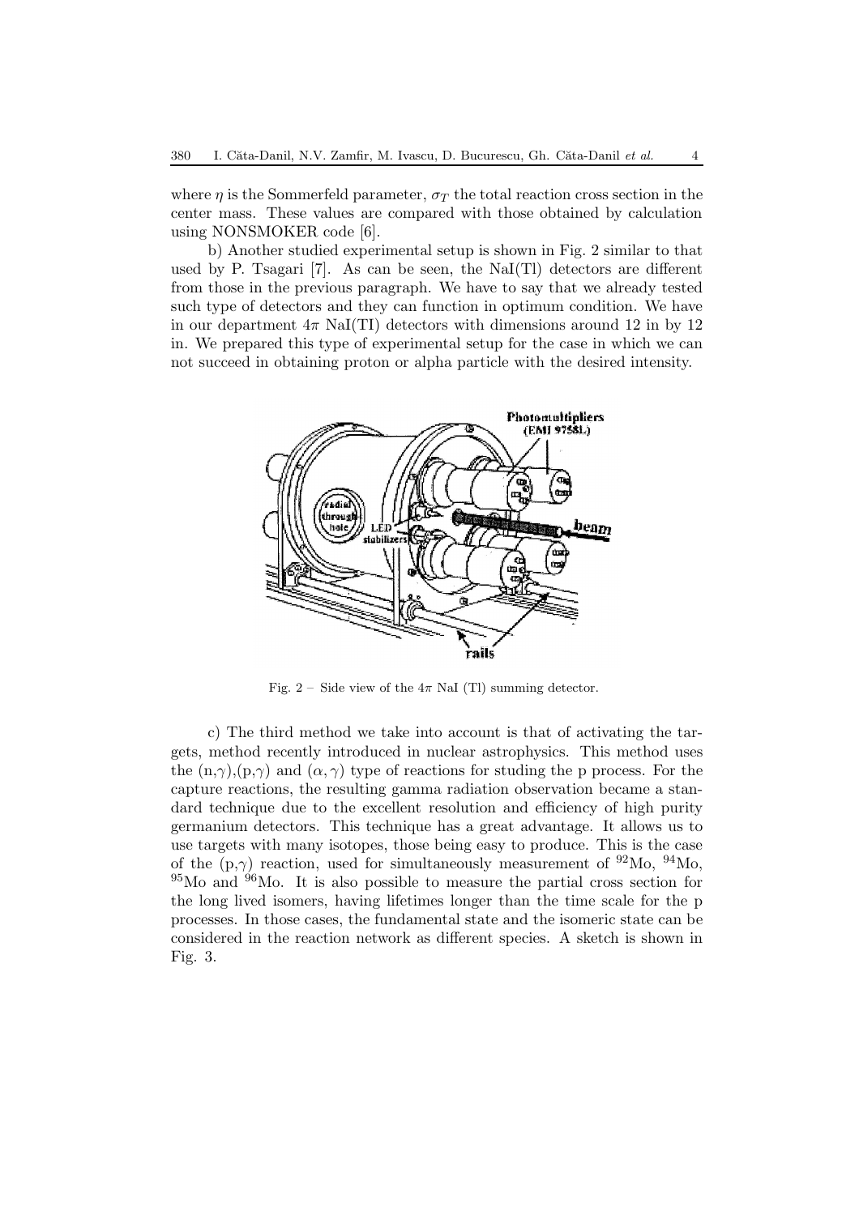where $\eta$ is the Sommerfeld parameter, $\sigma_T$ the total reaction cross section in the center mass. These values are compared with those obtained by calculation using NONSMOKER code [6].

b) Another studied experimental setup is shown in Fig. 2 similar to that used by P. Tsagari [7]. As can be seen, the NaI(Tl) detectors are different from those in the previous paragraph. We have to say that we already tested such type of detectors and they can function in optimum condition. We have in our department $4\pi$ NaI(TI) detectors with dimensions around 12 in by 12 in. We prepared this type of experimental setup for the case in which we can not succeed in obtaining proton or alpha particle with the desired intensity.

Fig. 2 – Side view of the $4\pi$ NaI (Tl) summing detector.

c) The third method we take into account is that of activating the targets, method recently introduced in nuclear astrophysics. This method uses the $(n,\gamma)$,$(p,\gamma)$ and $(\alpha,\gamma)$ type of reactions for studing the p process. For the capture reactions, the resulting gamma radiation observation became a standard technique due to the excellent resolution and efficiency of high purity germanium detectors. This technique has a great advantage. It allows us to use targets with many isotopes, those being easy to produce. This is the case of the $(p,\gamma)$ reaction, used for simultaneously measurement of $^{92}$Mo, $^{94}$Mo, $^{95}$Mo and $^{96}$Mo. It is also possible to measure the partial cross section for the long lived isomers, having lifetimes longer than the time scale for the p processes. In those cases, the fundamental state and the isomeric state can be considered in the reaction network as different species. A sketch is shown in Fig. 3.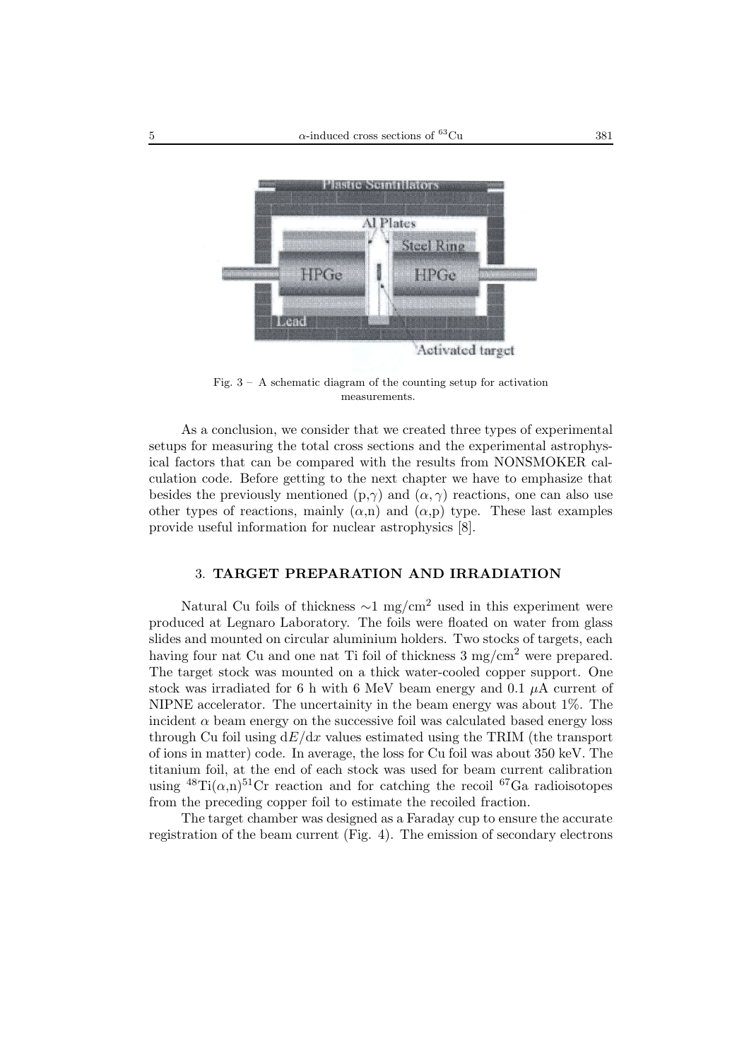Fig. 3 – A schematic diagram of the counting setup for activation measurements.

As a conclusion, we consider that we created three types of experimental setups for measuring the total cross sections and the experimental astrophysical factors that can be compared with the results from NONSMOKER calculation code. Before getting to the next chapter we have to emphasize that besides the previously mentioned (p,$\gamma$) and ($\alpha,\gamma$) reactions, one can also use other types of reactions, mainly ($\alpha$,n) and ($\alpha$,p) type. These last examples provide useful information for nuclear astrophysics [8].

## 3. TARGET PREPARATION AND IRRADIATION

Natural Cu foils of thickness $\sim$1 mg/cm$^2$ used in this experiment were produced at Legnaro Laboratory. The foils were floated on water from glass slides and mounted on circular aluminium holders. Two stocks of targets, each having four nat Cu and one nat Ti foil of thickness 3 mg/cm$^2$ were prepared. The target stock was mounted on a thick water-cooled copper support. One stock was irradiated for 6 h with 6 MeV beam energy and 0.1 $\mu$A current of NIPNE accelerator. The uncertainity in the beam energy was about 1%. The incident $\alpha$ beam energy on the successive foil was calculated based energy loss through Cu foil using d$E$/d$x$ values estimated using the TRIM (the transport of ions in matter) code. In average, the loss for Cu foil was about 350 keV. The titanium foil, at the end of each stock was used for beam current calibration using $^{48}$Ti($\alpha$,n)$^{51}$Cr reaction and for catching the recoil $^{67}$Ga radioisotopes from the preceding copper foil to estimate the recoiled fraction.

The target chamber was designed as a Faraday cup to ensure the accurate registration of the beam current (Fig. 4). The emission of secondary electrons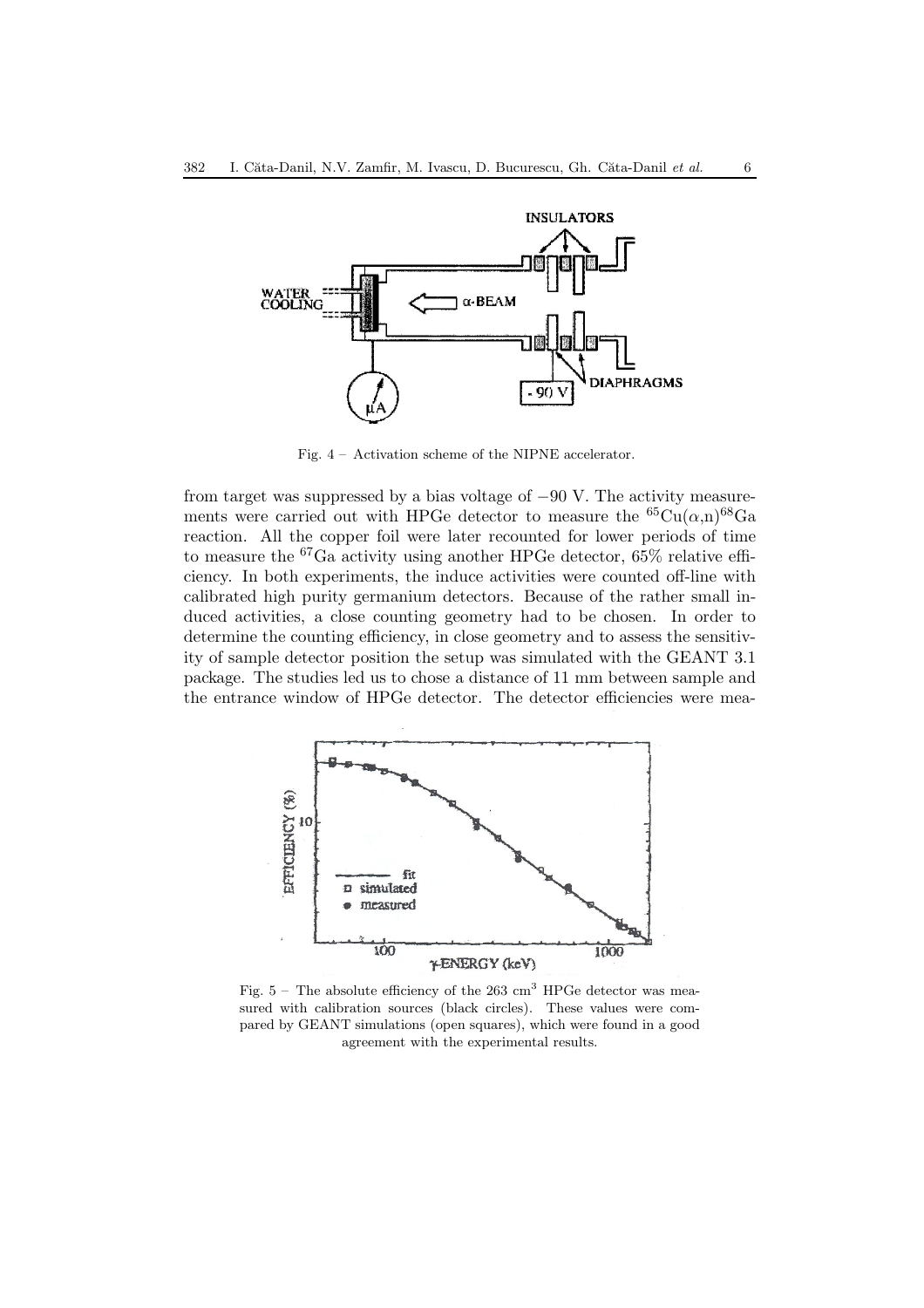Fig. 4 – Activation scheme of the NIPNE accelerator.

from target was suppressed by a bias voltage of −90 V. The activity measurements were carried out with HPGe detector to measure the $^{65}Cu(\alpha,n)^{68}Ga$ reaction. All the copper foil were later recounted for lower periods of time to measure the $^{67}Ga$ activity using another HPGe detector, 65% relative efficiency. In both experiments, the induce activities were counted off-line with calibrated high purity germanium detectors. Because of the rather small induced activities, a close counting geometry had to be chosen. In order to determine the counting efficiency, in close geometry and to assess the sensitivity of sample detector position the setup was simulated with the GEANT 3.1 package. The studies led us to chose a distance of 11 mm between sample and the entrance window of HPGe detector. The detector efficiencies were mea-

Fig. 5 – The absolute efficiency of the 263 cm$^3$ HPGe detector was measured with calibration sources (black circles). These values were compared by GEANT simulations (open squares), which were found in a good agreement with the experimental results.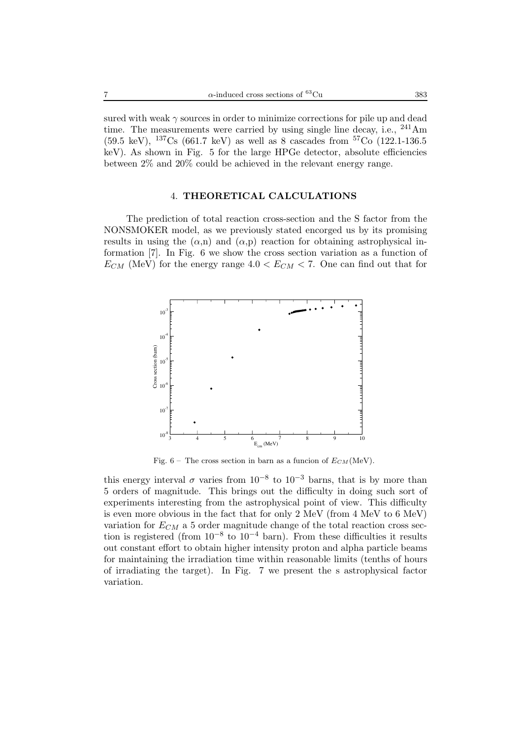sured with weak $\gamma$ sources in order to minimize corrections for pile up and dead time. The measurements were carried by using single line decay, i.e., $^{241}$Am (59.5 keV), $^{137}$Cs (661.7 keV) as well as 8 cascades from $^{57}$Co (122.1-136.5 keV). As shown in Fig. 5 for the large HPGe detector, absolute efficiencies between 2% and 20% could be achieved in the relevant energy range.

## 4. THEORETICAL CALCULATIONS

The prediction of total reaction cross-section and the S factor from the NONSMOKER model, as we previously stated encorged us by its promising results in using the ($\alpha$,n) and ($\alpha$,p) reaction for obtaining astrophysical information [7]. In Fig. 6 we show the cross section variation as a function of $E_{CM}$ (MeV) for the energy range $4.0 < E_{CM} < 7$. One can find out that for

Fig. 6 – The cross section in barn as a funcion of $E_{CM}$(MeV).

this energy interval $\sigma$ varies from $10^{-8}$ to $10^{-3}$ barns, that is by more than 5 orders of magnitude. This brings out the difficulty in doing such sort of experiments interesting from the astrophysical point of view. This difficulty is even more obvious in the fact that for only 2 MeV (from 4 MeV to 6 MeV) variation for $E_{CM}$ a 5 order magnitude change of the total reaction cross section is registered (from $10^{-8}$ to $10^{-4}$ barn). From these difficulties it results out constant effort to obtain higher intensity proton and alpha particle beams for maintaining the irradiation time within reasonable limits (tenths of hours of irradiating the target). In Fig. 7 we present the s astrophysical factor variation.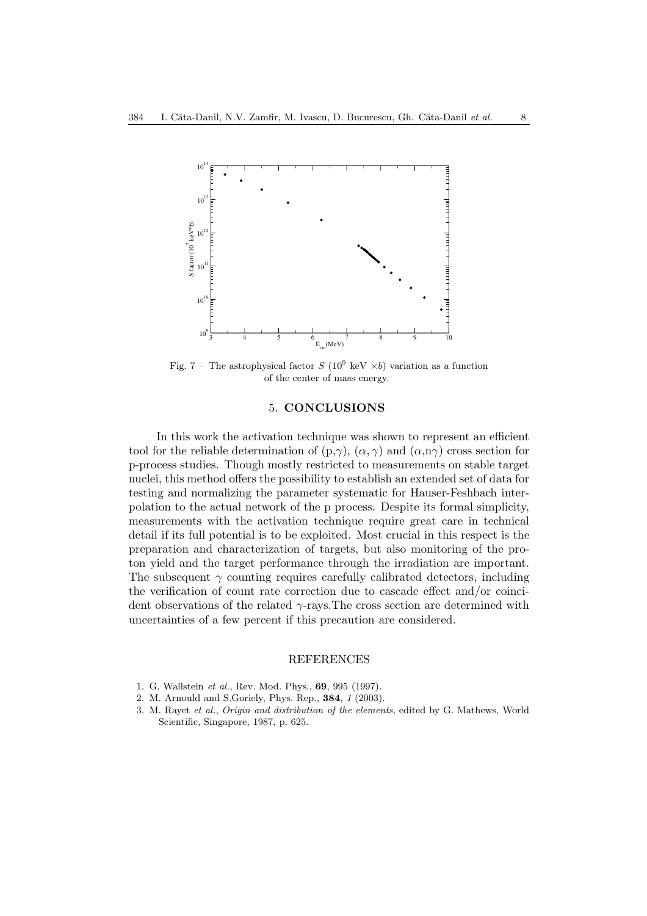Fig. 7 – The astrophysical factor $S$ ($10^9$ keV $\times b$) variation as a function of the center of mass energy.

## 5. CONCLUSIONS

In this work the activation technique was shown to represent an efficient tool for the reliable determination of (p,$\gamma$), ($\alpha,\gamma$) and ($\alpha$,n$\gamma$) cross section for p-process studies. Though mostly restricted to measurements on stable target nuclei, this method offers the possibility to establish an extended set of data for testing and normalizing the parameter systematic for Hauser-Feshbach interpolation to the actual network of the p process. Despite its formal simplicity, measurements with the activation technique require great care in technical detail if its full potential is to be exploited. Most crucial in this respect is the preparation and characterization of targets, but also monitoring of the proton yield and the target performance through the irradiation are important. The subsequent $\gamma$ counting requires carefully calibrated detectors, including the verification of count rate correction due to cascade effect and/or coincident observations of the related $\gamma$-rays.The cross section are determined with uncertainties of a few percent if this precaution are considered.

## REFERENCES

1. G. Wallstein *et al.*, Rev. Mod. Phys., **69**, 995 (1997).
2. M. Arnould and S.Goriely, Phys. Rep., **384**, *1* (2003).
3. M. Rayet *et al.*, *Origin and distribution of the elements*, edited by G. Mathews, World Scientific, Singapore, 1987, p. 625.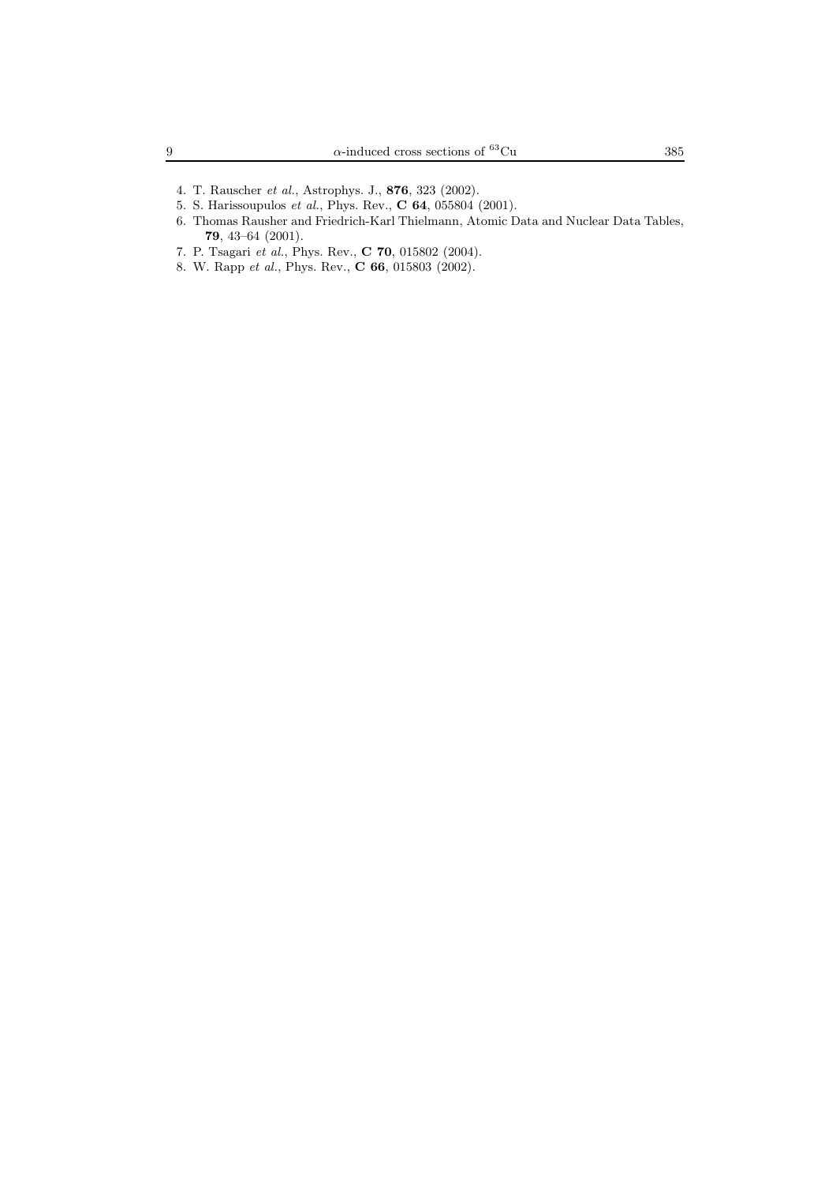4. T. Rauscher *et al.*, Astrophys. J., **876**, 323 (2002).
5. S. Harissoupulos *et al.*, Phys. Rev., **C 64**, 055804 (2001).
6. Thomas Rausher and Friedrich-Karl Thielmann, Atomic Data and Nuclear Data Tables, **79**, 43–64 (2001).
7. P. Tsagari *et al.*, Phys. Rev., **C 70**, 015802 (2004).
8. W. Rapp *et al.*, Phys. Rev., **C 66**, 015803 (2002).